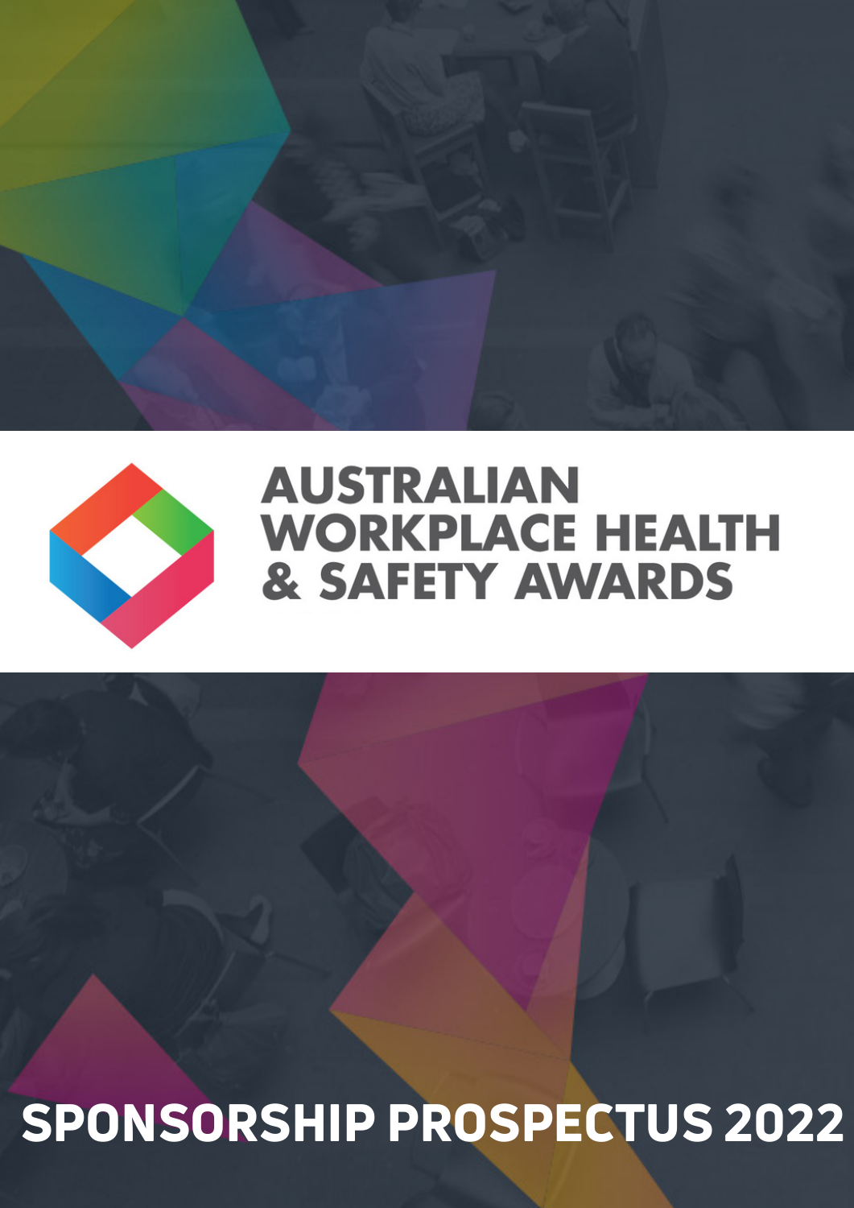# AUSTRALIAN WORKPLACE HEALTH & SAFETY AWARDS

## SPONSORSHIP PROSPECTUS 2022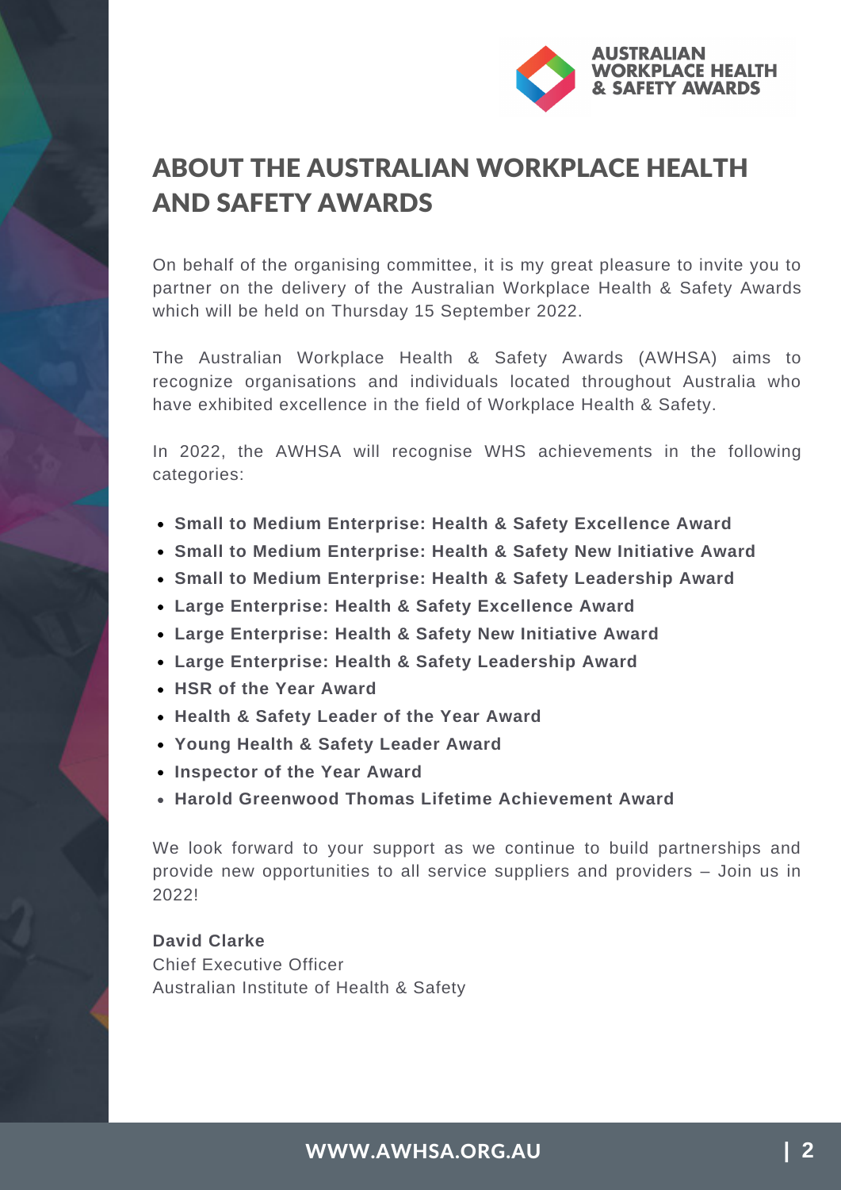# ABOUT THE AUSTRALIAN WORKPLACE HEALTH AND SAFETY AWARDS

On behalf of the organising committee, it is my great pleasure to invite you to partner on the delivery of the Australian Workplace Health & Safety Awards which will be held on Thursday 15 September 2022.

The Australian Workplace Health & Safety Awards (AWHSA) aims to recognize organisations and individuals located throughout Australia who have exhibited excellence in the field of Workplace Health & Safety.

In 2022, the AWHSA will recognise WHS achievements in the following categories:

- **Small to Medium Enterprise: Health & Safety Excellence Award**
- **Small to Medium Enterprise: Health & Safety New Initiative Award**
- **Small to Medium Enterprise: Health & Safety Leadership Award**
- **Large Enterprise: Health & Safety Excellence Award**
- **Large Enterprise: Health & Safety New Initiative Award**
- **Large Enterprise: Health & Safety Leadership Award**
- **HSR of the Year Award**
- **Health & Safety Leader of the Year Award**
- **Young Health & Safety Leader Award**
- **Inspector of the Year Award**
- **Harold Greenwood Thomas Lifetime Achievement Award**

We look forward to your support as we continue to build partnerships and provide new opportunities to all service suppliers and providers – Join us in 2022!

**David Clarke**
Chief Executive Officer
Australian Institute of Health & Safety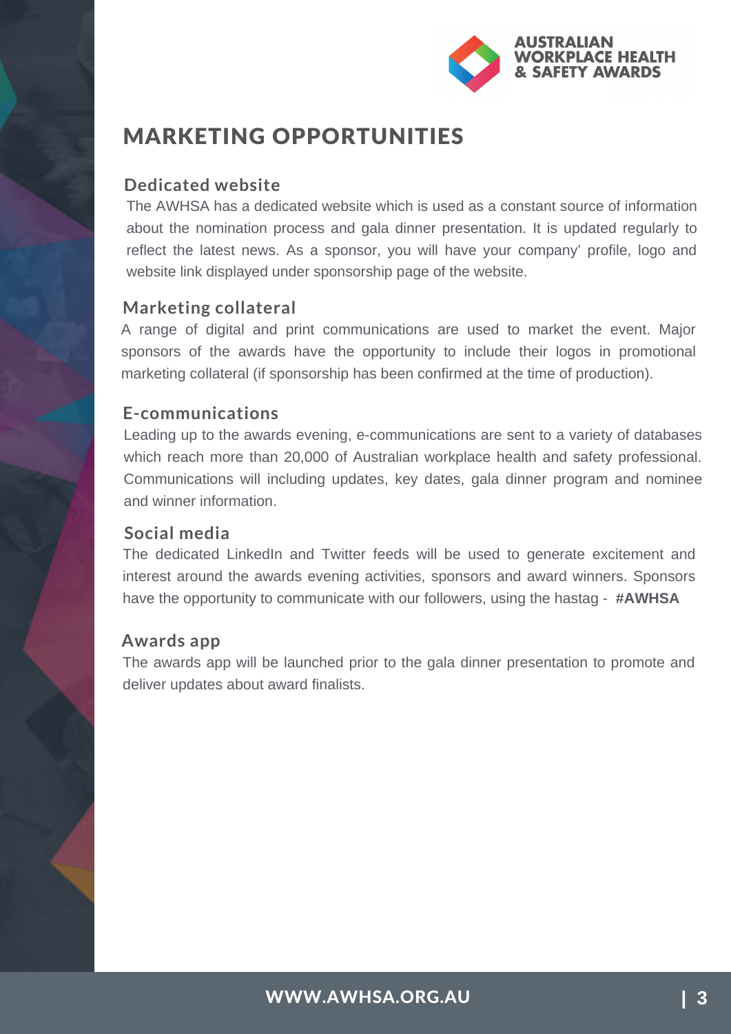# MARKETING OPPORTUNITIES

### Dedicated website

The AWHSA has a dedicated website which is used as a constant source of information about the nomination process and gala dinner presentation. It is updated regularly to reflect the latest news. As a sponsor, you will have your company' profile, logo and website link displayed under sponsorship page of the website.

### Marketing collateral

A range of digital and print communications are used to market the event. Major sponsors of the awards have the opportunity to include their logos in promotional marketing collateral (if sponsorship has been confirmed at the time of production).

### E-communications

Leading up to the awards evening, e-communications are sent to a variety of databases which reach more than 20,000 of Australian workplace health and safety professional. Communications will including updates, key dates, gala dinner program and nominee and winner information.

### Social media

The dedicated LinkedIn and Twitter feeds will be used to generate excitement and interest around the awards evening activities, sponsors and award winners. Sponsors have the opportunity to communicate with our followers, using the hastag - **#AWHSA**

### Awards app

The awards app will be launched prior to the gala dinner presentation to promote and deliver updates about award finalists.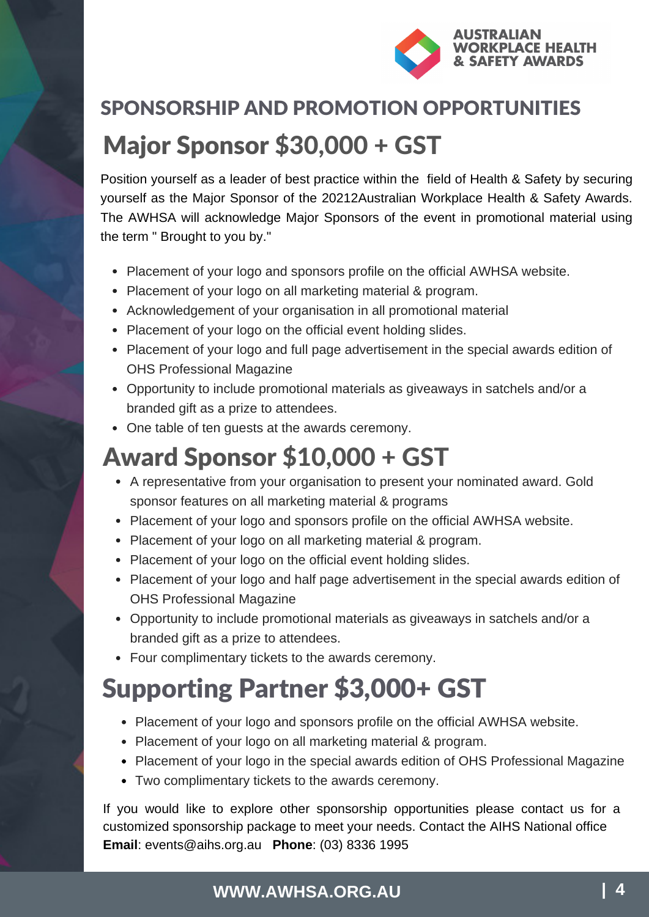## SPONSORSHIP AND PROMOTION OPPORTUNITIES

# Major Sponsor $30,000 + GST

Position yourself as a leader of best practice within the field of Health & Safety by securing yourself as the Major Sponsor of the 20212Australian Workplace Health & Safety Awards. The AWHSA will acknowledge Major Sponsors of the event in promotional material using the term " Brought to you by."

- Placement of your logo and sponsors profile on the official AWHSA website.
- Placement of your logo on all marketing material & program.
- Acknowledgement of your organisation in all promotional material
- Placement of your logo on the official event holding slides.
- Placement of your logo and full page advertisement in the special awards edition of OHS Professional Magazine
- Opportunity to include promotional materials as giveaways in satchels and/or a branded gift as a prize to attendees.
- One table of ten guests at the awards ceremony.

# Award Sponsor $10,000 + GST

- A representative from your organisation to present your nominated award. Gold sponsor features on all marketing material & programs
- Placement of your logo and sponsors profile on the official AWHSA website.
- Placement of your logo on all marketing material & program.
- Placement of your logo on the official event holding slides.
- Placement of your logo and half page advertisement in the special awards edition of OHS Professional Magazine
- Opportunity to include promotional materials as giveaways in satchels and/or a branded gift as a prize to attendees.
- Four complimentary tickets to the awards ceremony.

# Supporting Partner $3,000+ GST

- Placement of your logo and sponsors profile on the official AWHSA website.
- Placement of your logo on all marketing material & program.
- Placement of your logo in the special awards edition of OHS Professional Magazine
- Two complimentary tickets to the awards ceremony.

If you would like to explore other sponsorship opportunities please contact us for a customized sponsorship package to meet your needs. Contact the AIHS National office **Email**: events@aihs.org.au **Phone**: (03) 8336 1995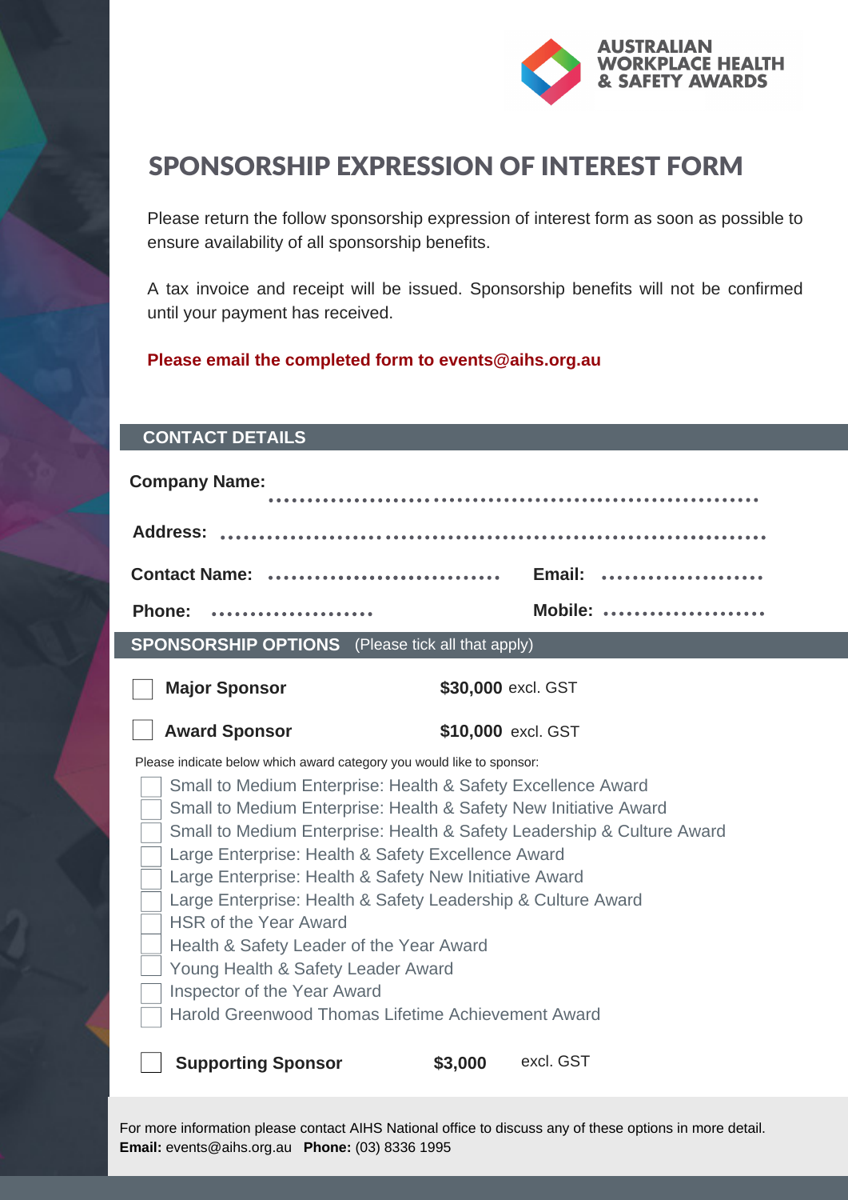AUSTRALIAN WORKPLACE HEALTH & SAFETY AWARDS

# SPONSORSHIP EXPRESSION OF INTEREST FORM

Please return the follow sponsorship expression of interest form as soon as possible to ensure availability of all sponsorship benefits.

A tax invoice and receipt will be issued. Sponsorship benefits will not be confirmed until your payment has received.

**Please email the completed form to events@aihs.org.au**

## CONTACT DETAILS

**Company Name:** ..............................................................

**Address:** ......................................................................

**Contact Name:** ................................ **Email:** ......................

**Phone:** ...................... **Mobile:** ......................

## SPONSORSHIP OPTIONS (Please tick all that apply)

☐ **Major Sponsor** **$30,000** excl. GST

☐ **Award Sponsor** **$10,000** excl. GST

Please indicate below which award category you would like to sponsor:

- ☐ Small to Medium Enterprise: Health & Safety Excellence Award
- ☐ Small to Medium Enterprise: Health & Safety New Initiative Award
- ☐ Small to Medium Enterprise: Health & Safety Leadership & Culture Award
- ☐ Large Enterprise: Health & Safety Excellence Award
- ☐ Large Enterprise: Health & Safety New Initiative Award
- ☐ Large Enterprise: Health & Safety Leadership & Culture Award
- ☐ HSR of the Year Award
- ☐ Health & Safety Leader of the Year Award
- ☐ Young Health & Safety Leader Award
- ☐ Inspector of the Year Award
- ☐ Harold Greenwood Thomas Lifetime Achievement Award

☐ **Supporting Sponsor** **$3,000** excl. GST

For more information please contact AIHS National office to discuss any of these options in more detail.
**Email:** events@aihs.org.au **Phone:** (03) 8336 1995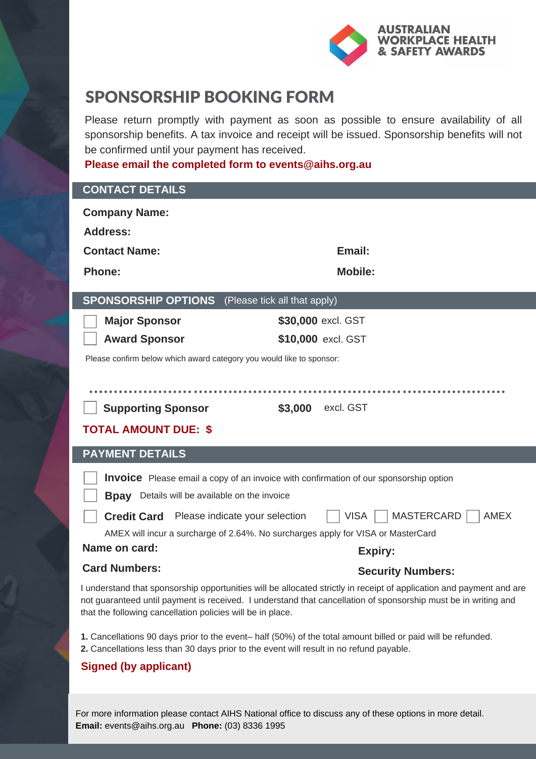AUSTRALIAN WORKPLACE HEALTH & SAFETY AWARDS

# SPONSORSHIP BOOKING FORM

Please return promptly with payment as soon as possible to ensure availability of all sponsorship benefits. A tax invoice and receipt will be issued. Sponsorship benefits will not be confirmed until your payment has received.

**Please email the completed form to events@aihs.org.au**

## CONTACT DETAILS

**Company Name:**

**Address:**

**Contact Name:** **Email:**

**Phone:** **Mobile:**

## SPONSORSHIP OPTIONS (Please tick all that apply)

☐ **Major Sponsor** **$30,000** excl. GST

☐ **Award Sponsor** **$10,000** excl. GST

Please confirm below which award category you would like to sponsor:

..............................................................................................

☐ **Supporting Sponsor** **$3,000** excl. GST

**TOTAL AMOUNT DUE: $**

## PAYMENT DETAILS

☐ **Invoice** Please email a copy of an invoice with confirmation of our sponsorship option

☐ **Bpay** Details will be available on the invoice

☐ **Credit Card** Please indicate your selection ☐ VISA ☐ MASTERCARD ☐ AMEX

AMEX will incur a surcharge of 2.64%. No surcharges apply for VISA or MasterCard

**Name on card:** **Expiry:**

**Card Numbers:** **Security Numbers:**

I understand that sponsorship opportunities will be allocated strictly in receipt of application and payment and are not guaranteed until payment is received. I understand that cancellation of sponsorship must be in writing and that the following cancellation policies will be in place.

**1.** Cancellations 90 days prior to the event– half (50%) of the total amount billed or paid will be refunded.
**2.** Cancellations less than 30 days prior to the event will result in no refund payable.

**Signed (by applicant)**

For more information please contact AIHS National office to discuss any of these options in more detail.
**Email:** events@aihs.org.au **Phone:** (03) 8336 1995